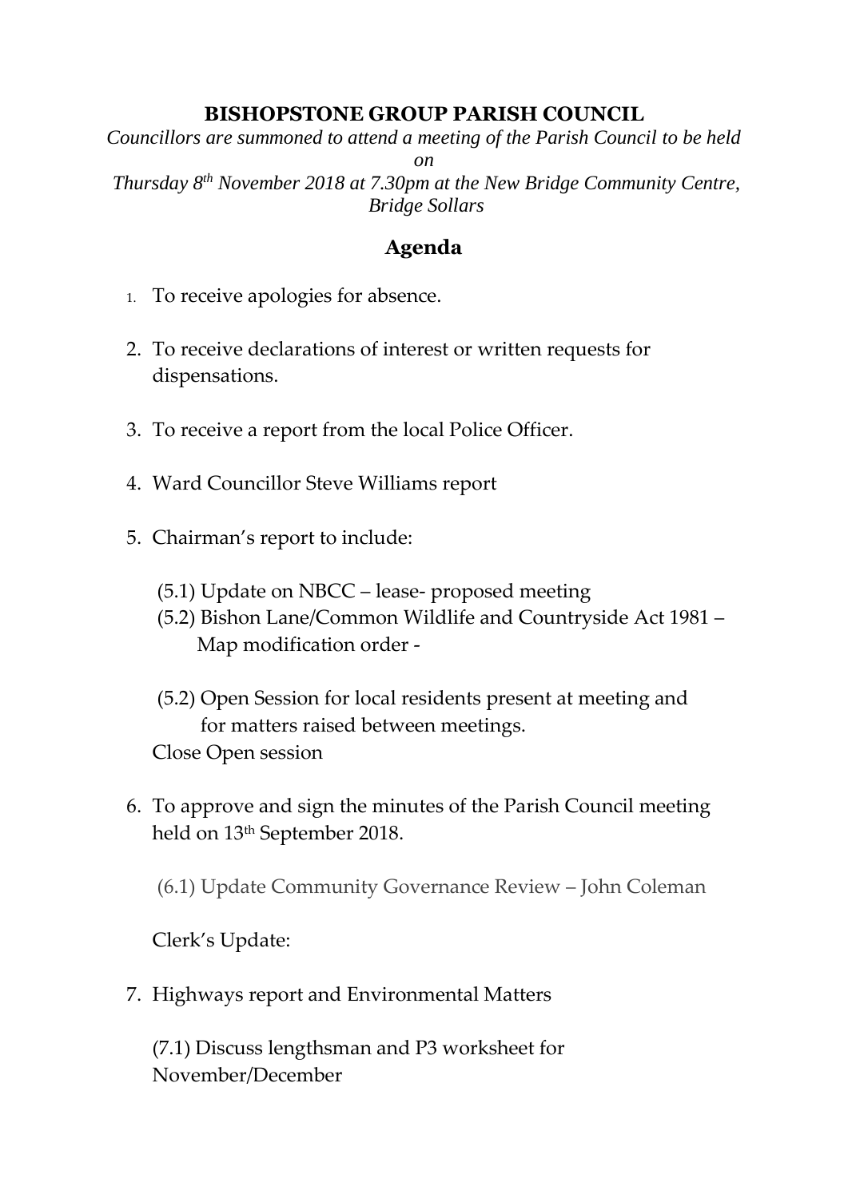# BISHOPSTONE GROUP PARISH COUNCIL

*Councillors are summoned to attend a meeting of the Parish Council to be held on*

*Thursday 8th November 2018 at 7.30pm at the New Bridge Community Centre, Bridge Sollars*

## Agenda

1. To receive apologies for absence.
2. To receive declarations of interest or written requests for dispensations.
3. To receive a report from the local Police Officer.
4. Ward Councillor Steve Williams report
5. Chairman's report to include:

   (5.1) Update on NBCC – lease- proposed meeting
   (5.2) Bishon Lane/Common Wildlife and Countryside Act 1981 – Map modification order -

   (5.2) Open Session for local residents present at meeting and for matters raised between meetings.
   Close Open session

6. To approve and sign the minutes of the Parish Council meeting held on 13th September 2018.

   (6.1) Update Community Governance Review – John Coleman

   Clerk's Update:

7. Highways report and Environmental Matters

   (7.1) Discuss lengthsman and P3 worksheet for November/December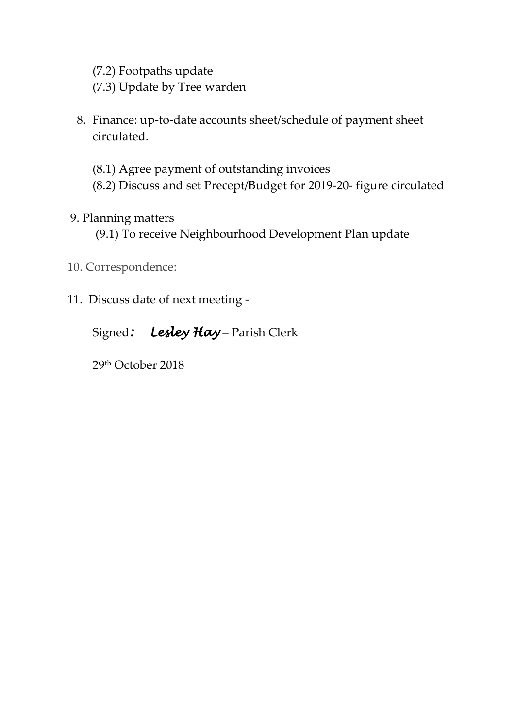(7.2) Footpaths update
(7.3) Update by Tree warden

8. Finance: up-to-date accounts sheet/schedule of payment sheet circulated.

   (8.1) Agree payment of outstanding invoices
   (8.2) Discuss and set Precept/Budget for 2019-20- figure circulated

9. Planning matters
   (9.1) To receive Neighbourhood Development Plan update

10. Correspondence:

11. Discuss date of next meeting -

Signed: *Lesley Hay* – Parish Clerk

29th October 2018